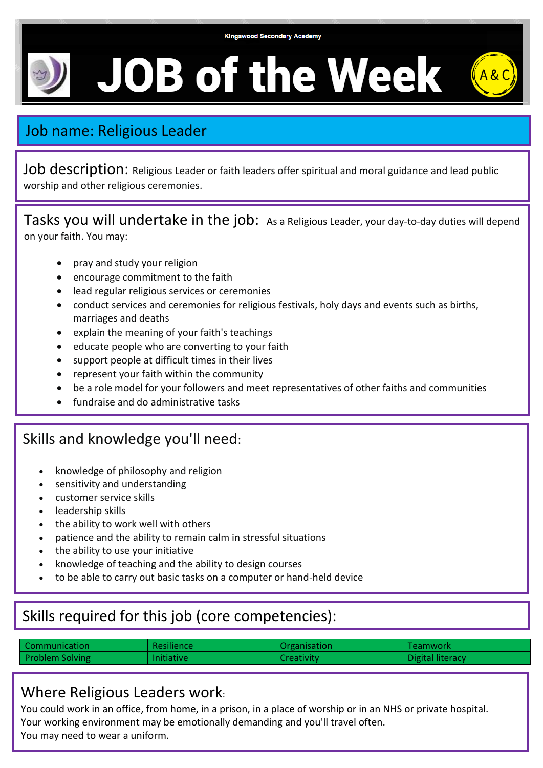Kingswood Secondary Academy

# JOB of the Week

A&C

## Job name: Religious Leader

**Job description:** Religious Leader or faith leaders offer spiritual and moral guidance and lead public worship and other religious ceremonies.

**Tasks you will undertake in the job:** As a Religious Leader, your day-to-day duties will depend on your faith. You may:

- pray and study your religion
- encourage commitment to the faith
- lead regular religious services or ceremonies
- conduct services and ceremonies for religious festivals, holy days and events such as births, marriages and deaths
- explain the meaning of your faith's teachings
- educate people who are converting to your faith
- support people at difficult times in their lives
- represent your faith within the community
- be a role model for your followers and meet representatives of other faiths and communities
- fundraise and do administrative tasks

## Skills and knowledge you'll need:

- knowledge of philosophy and religion
- sensitivity and understanding
- customer service skills
- leadership skills
- the ability to work well with others
- patience and the ability to remain calm in stressful situations
- the ability to use your initiative
- knowledge of teaching and the ability to design courses
- to be able to carry out basic tasks on a computer or hand-held device

## Skills required for this job (core competencies):

| | | | |
|---|---|---|---|
| Communication | Resilience | Organisation | Teamwork |
| Problem Solving | Initiative | Creativity | Digital literacy |

## Where Religious Leaders work:

You could work in an office, from home, in a prison, in a place of worship or in an NHS or private hospital.
Your working environment may be emotionally demanding and you'll travel often.
You may need to wear a uniform.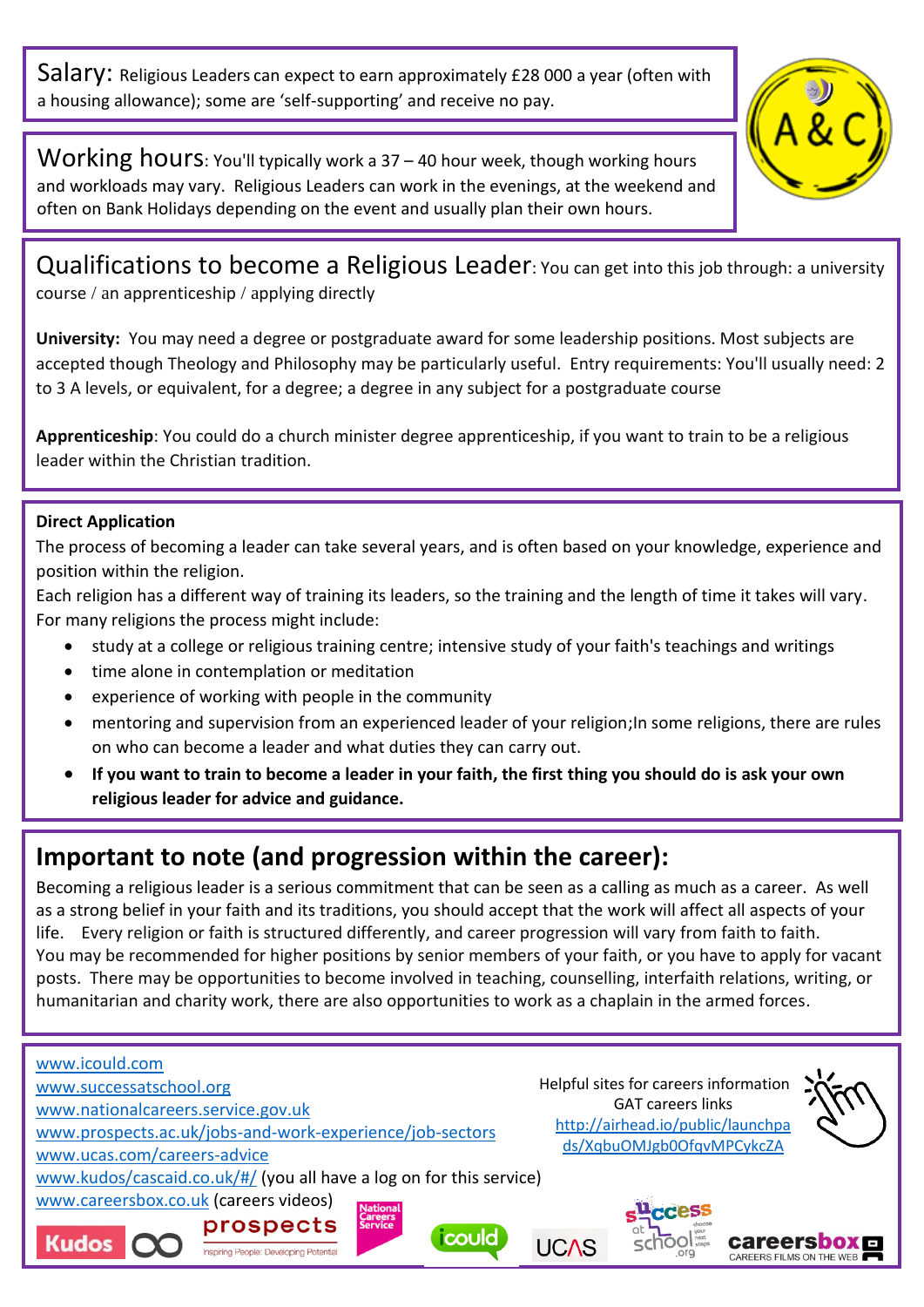**Salary:** Religious Leaders can expect to earn approximately £28 000 a year (often with a housing allowance); some are 'self-supporting' and receive no pay.

**Working hours**: You'll typically work a 37 – 40 hour week, though working hours and workloads may vary. Religious Leaders can work in the evenings, at the weekend and often on Bank Holidays depending on the event and usually plan their own hours.

## Qualifications to become a Religious Leader

You can get into this job through: a university course / an apprenticeship / applying directly

**University:** You may need a degree or postgraduate award for some leadership positions. Most subjects are accepted though Theology and Philosophy may be particularly useful. Entry requirements: You'll usually need: 2 to 3 A levels, or equivalent, for a degree; a degree in any subject for a postgraduate course

**Apprenticeship**: You could do a church minister degree apprenticeship, if you want to train to be a religious leader within the Christian tradition.

**Direct Application**

The process of becoming a leader can take several years, and is often based on your knowledge, experience and position within the religion.

Each religion has a different way of training its leaders, so the training and the length of time it takes will vary. For many religions the process might include:

- study at a college or religious training centre; intensive study of your faith's teachings and writings
- time alone in contemplation or meditation
- experience of working with people in the community
- mentoring and supervision from an experienced leader of your religion;In some religions, there are rules on who can become a leader and what duties they can carry out.
- **If you want to train to become a leader in your faith, the first thing you should do is ask your own religious leader for advice and guidance.**

## Important to note (and progression within the career):

Becoming a religious leader is a serious commitment that can be seen as a calling as much as a career. As well as a strong belief in your faith and its traditions, you should accept that the work will affect all aspects of your life. Every religion or faith is structured differently, and career progression will vary from faith to faith. You may be recommended for higher positions by senior members of your faith, or you have to apply for vacant posts. There may be opportunities to become involved in teaching, counselling, interfaith relations, writing, or humanitarian and charity work, there are also opportunities to work as a chaplain in the armed forces.

www.icould.com
www.successatschool.org
www.nationalcareers.service.gov.uk
www.prospects.ac.uk/jobs-and-work-experience/job-sectors
www.ucas.com/careers-advice
www.kudos/cascaid.co.uk/#/ (you all have a log on for this service)
www.careersbox.co.uk (careers videos)

Helpful sites for careers information
GAT careers links
http://airhead.io/public/launchpads/XqbuOMJgb0OfqvMPCykcZA